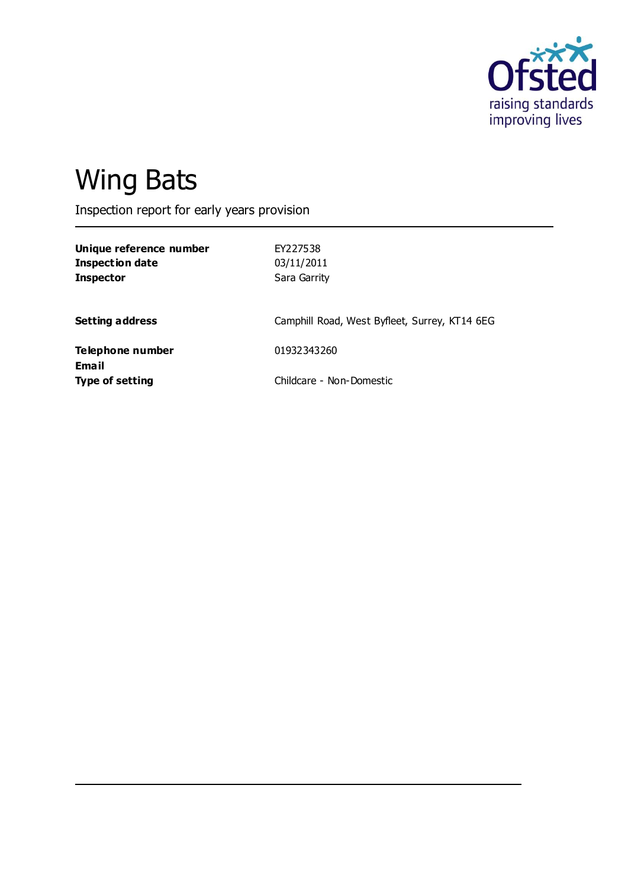# Wing Bats

Inspection report for early years provision

| | |
|---|---|
| **Unique reference number** | EY227538 |
| **Inspection date** | 03/11/2011 |
| **Inspector** | Sara Garrity |
| | |
| **Setting address** | Camphill Road, West Byfleet, Surrey, KT14 6EG |
| | |
| **Telephone number** | 01932343260 |
| **Email** | |
| **Type of setting** | Childcare - Non-Domestic |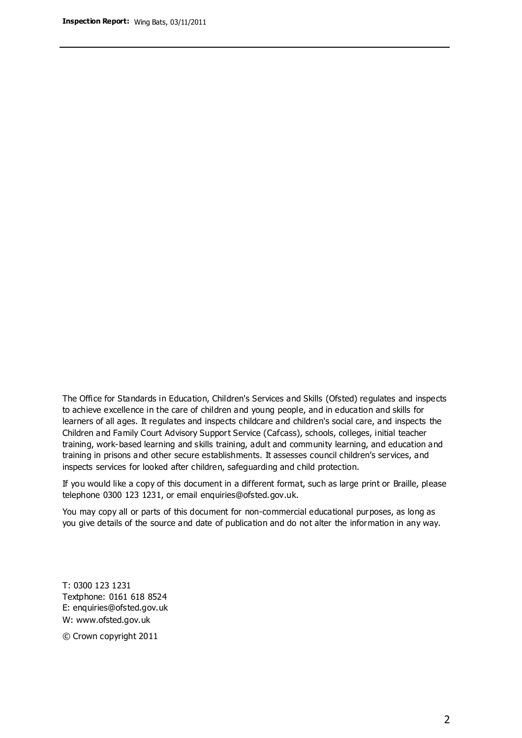The Office for Standards in Education, Children's Services and Skills (Ofsted) regulates and inspects to achieve excellence in the care of children and young people, and in education and skills for learners of all ages. It regulates and inspects childcare and children's social care, and inspects the Children and Family Court Advisory Support Service (Cafcass), schools, colleges, initial teacher training, work-based learning and skills training, adult and community learning, and education and training in prisons and other secure establishments. It assesses council children's services, and inspects services for looked after children, safeguarding and child protection.

If you would like a copy of this document in a different format, such as large print or Braille, please telephone 0300 123 1231, or email enquiries@ofsted.gov.uk.

You may copy all or parts of this document for non-commercial educational purposes, as long as you give details of the source and date of publication and do not alter the information in any way.

T: 0300 123 1231
Textphone: 0161 618 8524
E: enquiries@ofsted.gov.uk
W: www.ofsted.gov.uk

© Crown copyright 2011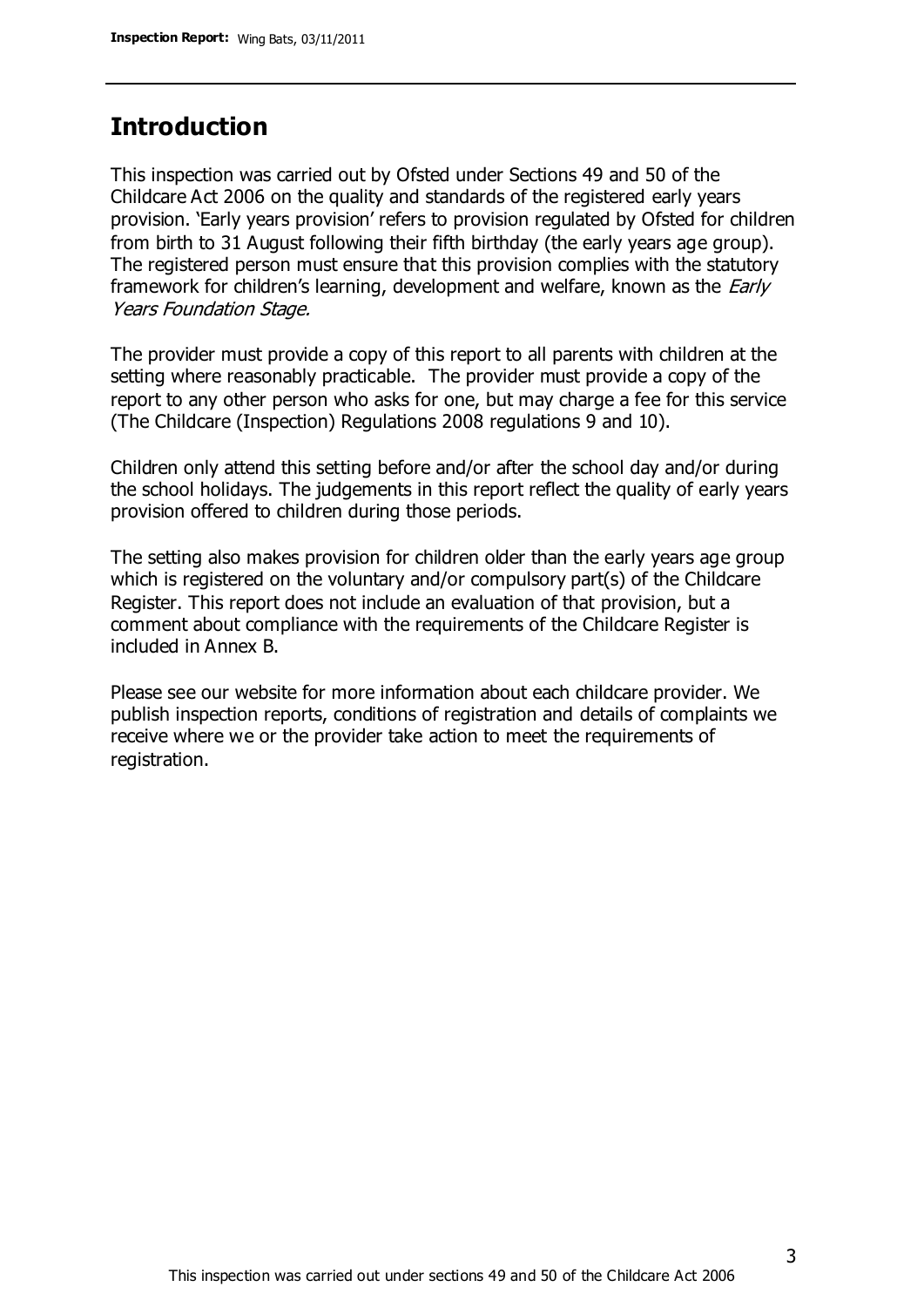## Introduction

This inspection was carried out by Ofsted under Sections 49 and 50 of the Childcare Act 2006 on the quality and standards of the registered early years provision. 'Early years provision' refers to provision regulated by Ofsted for children from birth to 31 August following their fifth birthday (the early years age group). The registered person must ensure that this provision complies with the statutory framework for children's learning, development and welfare, known as the *Early Years Foundation Stage.*

The provider must provide a copy of this report to all parents with children at the setting where reasonably practicable. The provider must provide a copy of the report to any other person who asks for one, but may charge a fee for this service (The Childcare (Inspection) Regulations 2008 regulations 9 and 10).

Children only attend this setting before and/or after the school day and/or during the school holidays. The judgements in this report reflect the quality of early years provision offered to children during those periods.

The setting also makes provision for children older than the early years age group which is registered on the voluntary and/or compulsory part(s) of the Childcare Register. This report does not include an evaluation of that provision, but a comment about compliance with the requirements of the Childcare Register is included in Annex B.

Please see our website for more information about each childcare provider. We publish inspection reports, conditions of registration and details of complaints we receive where we or the provider take action to meet the requirements of registration.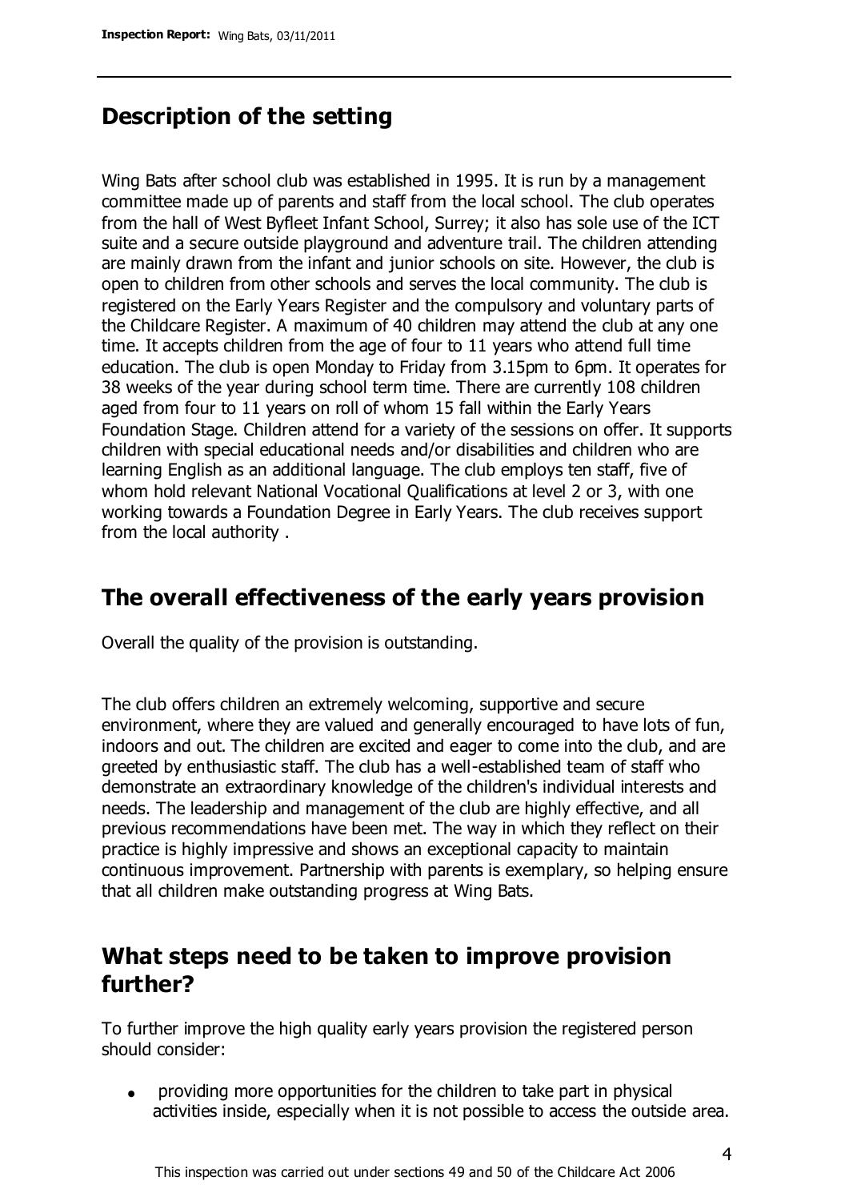## Description of the setting

Wing Bats after school club was established in 1995. It is run by a management committee made up of parents and staff from the local school. The club operates from the hall of West Byfleet Infant School, Surrey; it also has sole use of the ICT suite and a secure outside playground and adventure trail. The children attending are mainly drawn from the infant and junior schools on site. However, the club is open to children from other schools and serves the local community. The club is registered on the Early Years Register and the compulsory and voluntary parts of the Childcare Register. A maximum of 40 children may attend the club at any one time. It accepts children from the age of four to 11 years who attend full time education. The club is open Monday to Friday from 3.15pm to 6pm. It operates for 38 weeks of the year during school term time. There are currently 108 children aged from four to 11 years on roll of whom 15 fall within the Early Years Foundation Stage. Children attend for a variety of the sessions on offer. It supports children with special educational needs and/or disabilities and children who are learning English as an additional language. The club employs ten staff, five of whom hold relevant National Vocational Qualifications at level 2 or 3, with one working towards a Foundation Degree in Early Years. The club receives support from the local authority .

## The overall effectiveness of the early years provision

Overall the quality of the provision is outstanding.

The club offers children an extremely welcoming, supportive and secure environment, where they are valued and generally encouraged to have lots of fun, indoors and out. The children are excited and eager to come into the club, and are greeted by enthusiastic staff. The club has a well-established team of staff who demonstrate an extraordinary knowledge of the children's individual interests and needs. The leadership and management of the club are highly effective, and all previous recommendations have been met. The way in which they reflect on their practice is highly impressive and shows an exceptional capacity to maintain continuous improvement. Partnership with parents is exemplary, so helping ensure that all children make outstanding progress at Wing Bats.

## What steps need to be taken to improve provision further?

To further improve the high quality early years provision the registered person should consider:

- providing more opportunities for the children to take part in physical activities inside, especially when it is not possible to access the outside area.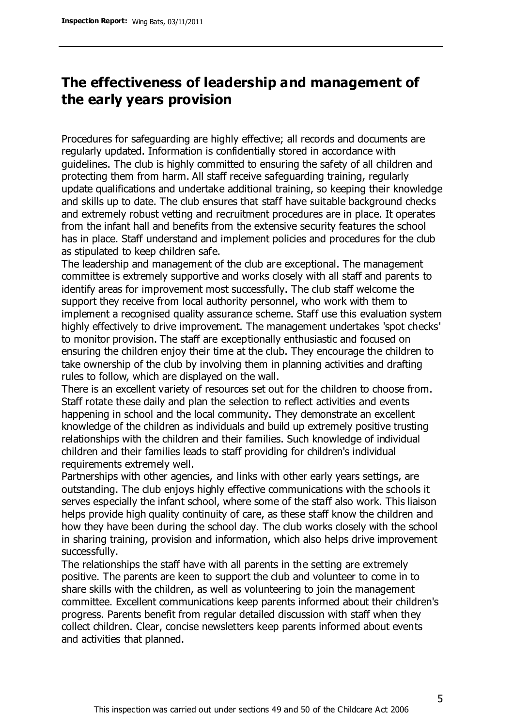## The effectiveness of leadership and management of the early years provision

Procedures for safeguarding are highly effective; all records and documents are regularly updated. Information is confidentially stored in accordance with guidelines. The club is highly committed to ensuring the safety of all children and protecting them from harm. All staff receive safeguarding training, regularly update qualifications and undertake additional training, so keeping their knowledge and skills up to date. The club ensures that staff have suitable background checks and extremely robust vetting and recruitment procedures are in place. It operates from the infant hall and benefits from the extensive security features the school has in place. Staff understand and implement policies and procedures for the club as stipulated to keep children safe.

The leadership and management of the club are exceptional. The management committee is extremely supportive and works closely with all staff and parents to identify areas for improvement most successfully. The club staff welcome the support they receive from local authority personnel, who work with them to implement a recognised quality assurance scheme. Staff use this evaluation system highly effectively to drive improvement. The management undertakes 'spot checks' to monitor provision. The staff are exceptionally enthusiastic and focused on ensuring the children enjoy their time at the club. They encourage the children to take ownership of the club by involving them in planning activities and drafting rules to follow, which are displayed on the wall.

There is an excellent variety of resources set out for the children to choose from. Staff rotate these daily and plan the selection to reflect activities and events happening in school and the local community. They demonstrate an excellent knowledge of the children as individuals and build up extremely positive trusting relationships with the children and their families. Such knowledge of individual children and their families leads to staff providing for children's individual requirements extremely well.

Partnerships with other agencies, and links with other early years settings, are outstanding. The club enjoys highly effective communications with the schools it serves especially the infant school, where some of the staff also work. This liaison helps provide high quality continuity of care, as these staff know the children and how they have been during the school day. The club works closely with the school in sharing training, provision and information, which also helps drive improvement successfully.

The relationships the staff have with all parents in the setting are extremely positive. The parents are keen to support the club and volunteer to come in to share skills with the children, as well as volunteering to join the management committee. Excellent communications keep parents informed about their children's progress. Parents benefit from regular detailed discussion with staff when they collect children. Clear, concise newsletters keep parents informed about events and activities that planned.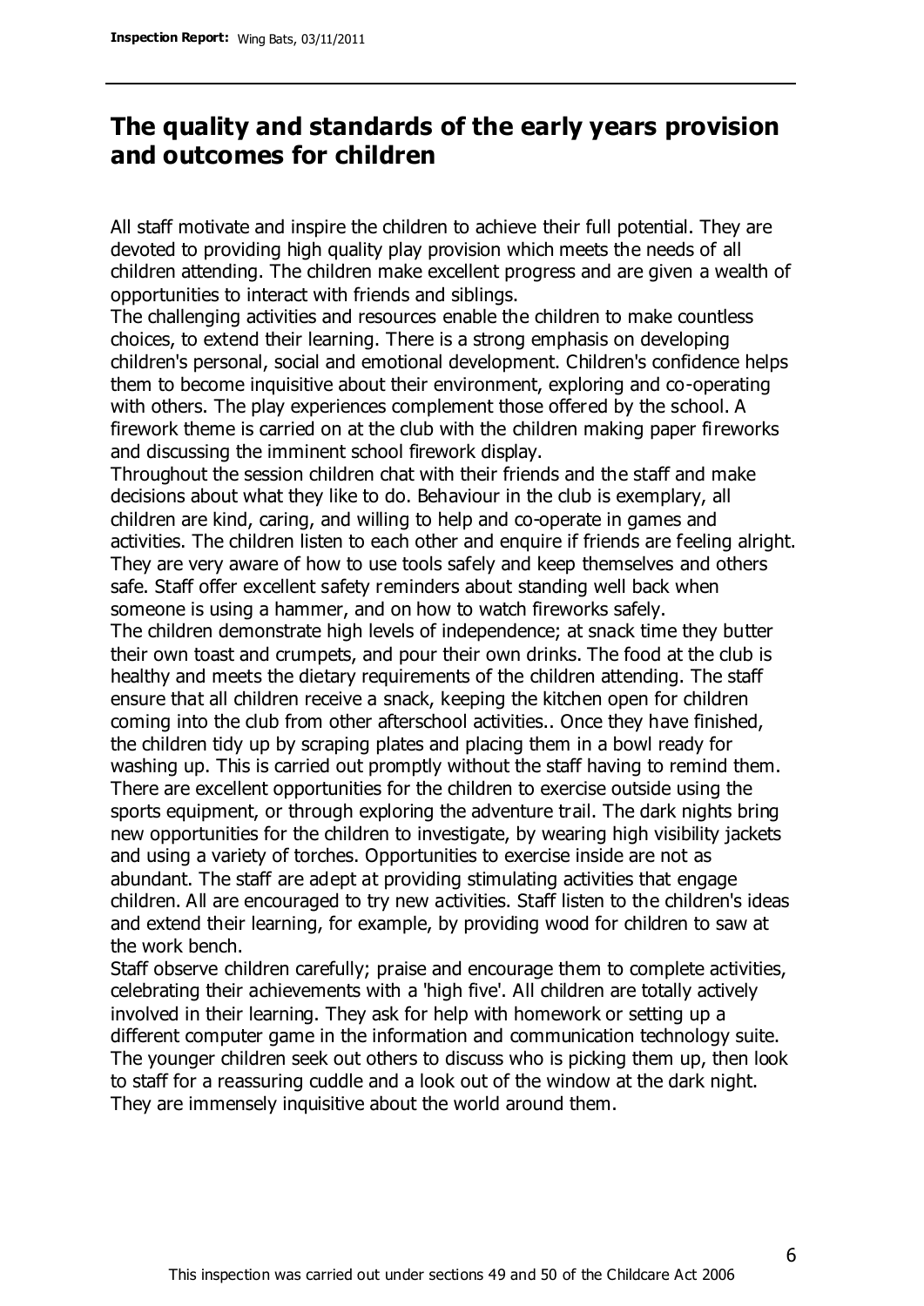## The quality and standards of the early years provision and outcomes for children

All staff motivate and inspire the children to achieve their full potential. They are devoted to providing high quality play provision which meets the needs of all children attending. The children make excellent progress and are given a wealth of opportunities to interact with friends and siblings.

The challenging activities and resources enable the children to make countless choices, to extend their learning. There is a strong emphasis on developing children's personal, social and emotional development. Children's confidence helps them to become inquisitive about their environment, exploring and co-operating with others. The play experiences complement those offered by the school. A firework theme is carried on at the club with the children making paper fireworks and discussing the imminent school firework display.

Throughout the session children chat with their friends and the staff and make decisions about what they like to do. Behaviour in the club is exemplary, all children are kind, caring, and willing to help and co-operate in games and activities. The children listen to each other and enquire if friends are feeling alright. They are very aware of how to use tools safely and keep themselves and others safe. Staff offer excellent safety reminders about standing well back when someone is using a hammer, and on how to watch fireworks safely.

The children demonstrate high levels of independence; at snack time they butter their own toast and crumpets, and pour their own drinks. The food at the club is healthy and meets the dietary requirements of the children attending. The staff ensure that all children receive a snack, keeping the kitchen open for children coming into the club from other afterschool activities.. Once they have finished, the children tidy up by scraping plates and placing them in a bowl ready for washing up. This is carried out promptly without the staff having to remind them. There are excellent opportunities for the children to exercise outside using the sports equipment, or through exploring the adventure trail. The dark nights bring new opportunities for the children to investigate, by wearing high visibility jackets and using a variety of torches. Opportunities to exercise inside are not as abundant. The staff are adept at providing stimulating activities that engage children. All are encouraged to try new activities. Staff listen to the children's ideas and extend their learning, for example, by providing wood for children to saw at the work bench.

Staff observe children carefully; praise and encourage them to complete activities, celebrating their achievements with a 'high five'. All children are totally actively involved in their learning. They ask for help with homework or setting up a different computer game in the information and communication technology suite. The younger children seek out others to discuss who is picking them up, then look to staff for a reassuring cuddle and a look out of the window at the dark night. They are immensely inquisitive about the world around them.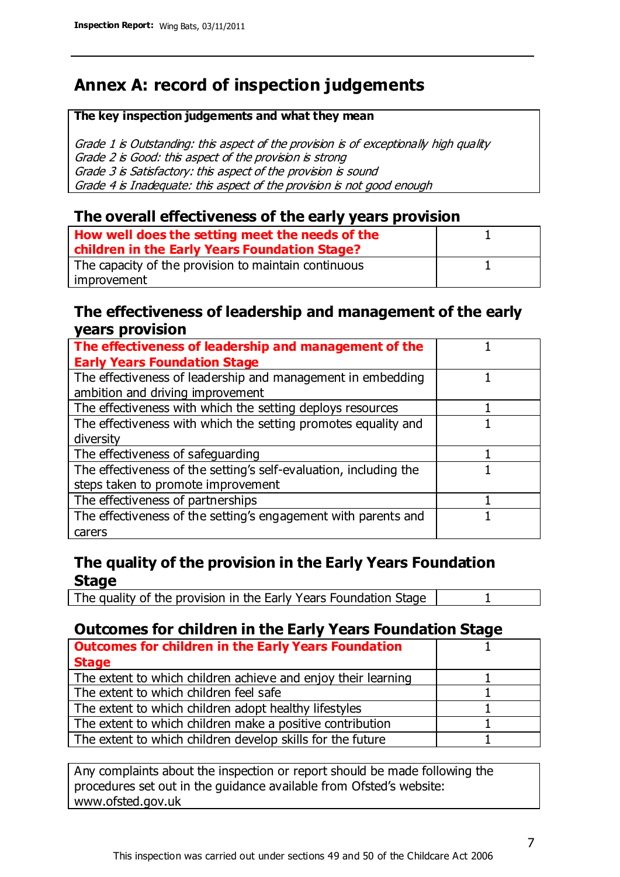# Annex A: record of inspection judgements

**The key inspection judgements and what they mean**

*Grade 1 is Outstanding: this aspect of the provision is of exceptionally high quality*
*Grade 2 is Good: this aspect of the provision is strong*
*Grade 3 is Satisfactory: this aspect of the provision is sound*
*Grade 4 is Inadequate: this aspect of the provision is not good enough*

## The overall effectiveness of the early years provision

| | |
|---|---|
| **How well does the setting meet the needs of the children in the Early Years Foundation Stage?** | 1 |
| The capacity of the provision to maintain continuous improvement | 1 |

## The effectiveness of leadership and management of the early years provision

| | |
|---|---|
| **The effectiveness of leadership and management of the Early Years Foundation Stage** | 1 |
| The effectiveness of leadership and management in embedding ambition and driving improvement | 1 |
| The effectiveness with which the setting deploys resources | 1 |
| The effectiveness with which the setting promotes equality and diversity | 1 |
| The effectiveness of safeguarding | 1 |
| The effectiveness of the setting's self-evaluation, including the steps taken to promote improvement | 1 |
| The effectiveness of partnerships | 1 |
| The effectiveness of the setting's engagement with parents and carers | 1 |

## The quality of the provision in the Early Years Foundation Stage

| | |
|---|---|
| The quality of the provision in the Early Years Foundation Stage | 1 |

## Outcomes for children in the Early Years Foundation Stage

| | |
|---|---|
| **Outcomes for children in the Early Years Foundation Stage** | 1 |
| The extent to which children achieve and enjoy their learning | 1 |
| The extent to which children feel safe | 1 |
| The extent to which children adopt healthy lifestyles | 1 |
| The extent to which children make a positive contribution | 1 |
| The extent to which children develop skills for the future | 1 |

Any complaints about the inspection or report should be made following the procedures set out in the guidance available from Ofsted's website: www.ofsted.gov.uk

This inspection was carried out under sections 49 and 50 of the Childcare Act 2006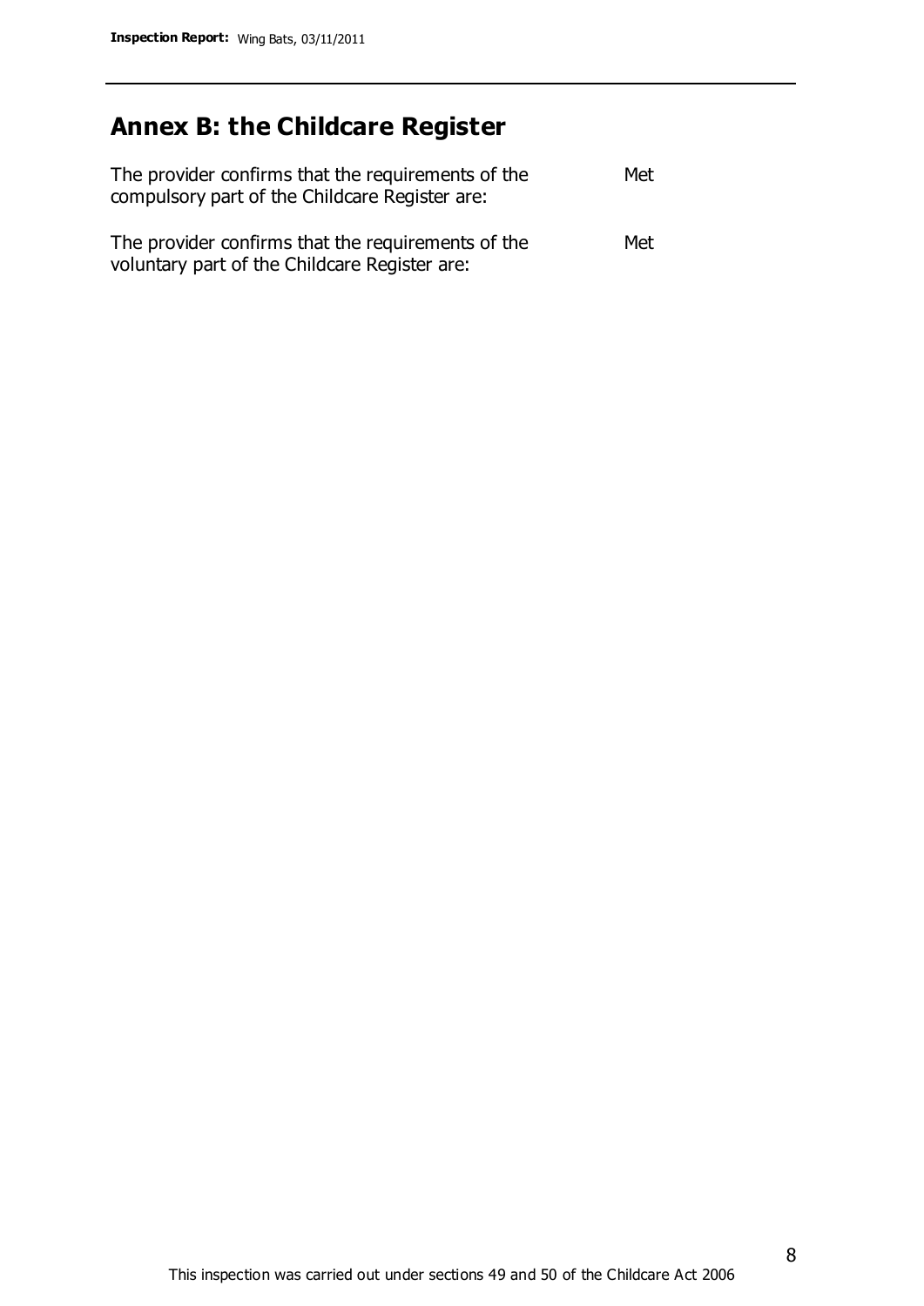## Annex B: the Childcare Register

| | |
|---|---|
| The provider confirms that the requirements of the compulsory part of the Childcare Register are: | Met |
| The provider confirms that the requirements of the voluntary part of the Childcare Register are: | Met |